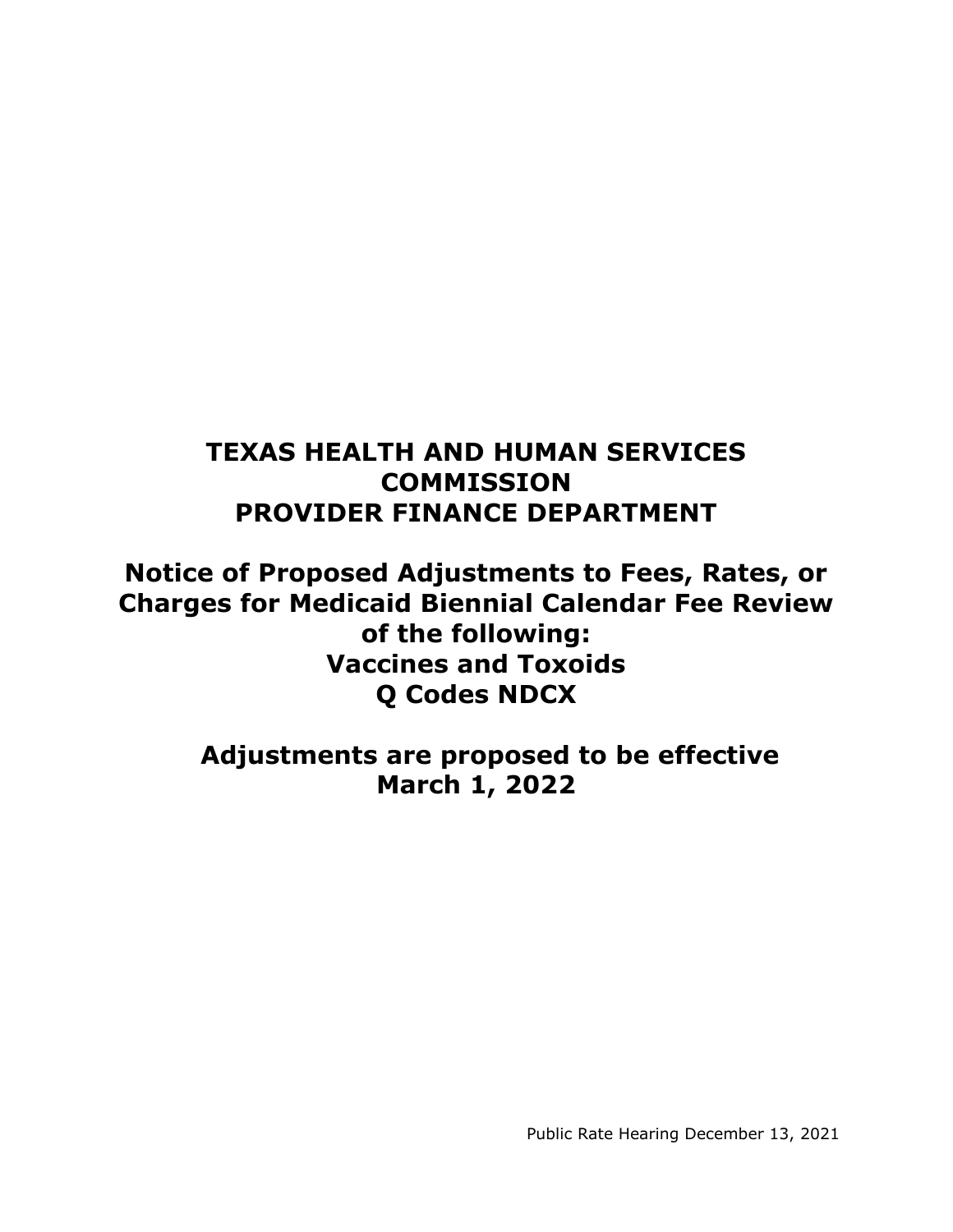# TEXAS HEALTH AND HUMAN SERVICES COMMISSION PROVIDER FINANCE DEPARTMENT

## Notice of Proposed Adjustments to Fees, Rates, or Charges for Medicaid Biennial Calendar Fee Review of the following: Vaccines and Toxoids Q Codes NDCX

## Adjustments are proposed to be effective March 1, 2022

Public Rate Hearing December 13, 2021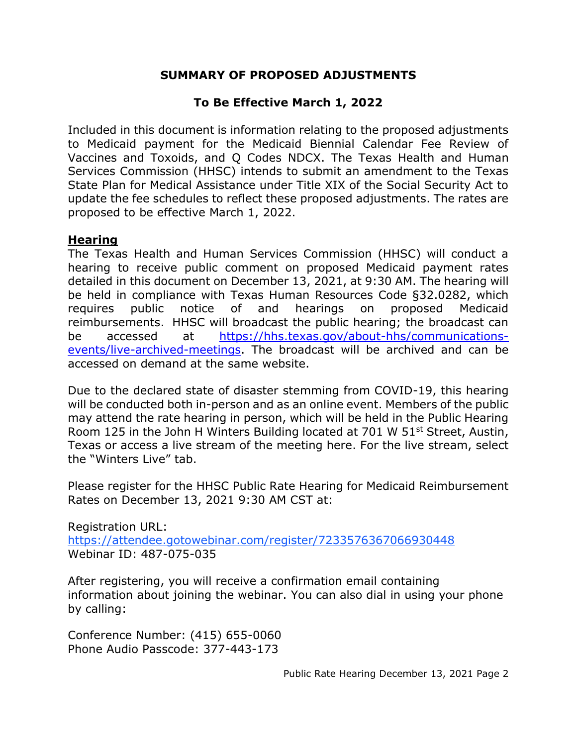## SUMMARY OF PROPOSED ADJUSTMENTS

### To Be Effective March 1, 2022

Included in this document is information relating to the proposed adjustments to Medicaid payment for the Medicaid Biennial Calendar Fee Review of Vaccines and Toxoids, and Q Codes NDCX. The Texas Health and Human Services Commission (HHSC) intends to submit an amendment to the Texas State Plan for Medical Assistance under Title XIX of the Social Security Act to update the fee schedules to reflect these proposed adjustments. The rates are proposed to be effective March 1, 2022.

**Hearing**

The Texas Health and Human Services Commission (HHSC) will conduct a hearing to receive public comment on proposed Medicaid payment rates detailed in this document on December 13, 2021, at 9:30 AM. The hearing will be held in compliance with Texas Human Resources Code §32.0282, which requires public notice of and hearings on proposed Medicaid reimbursements. HHSC will broadcast the public hearing; the broadcast can be accessed at https://hhs.texas.gov/about-hhs/communications-events/live-archived-meetings. The broadcast will be archived and can be accessed on demand at the same website.

Due to the declared state of disaster stemming from COVID-19, this hearing will be conducted both in-person and as an online event. Members of the public may attend the rate hearing in person, which will be held in the Public Hearing Room 125 in the John H Winters Building located at 701 W 51st Street, Austin, Texas or access a live stream of the meeting here. For the live stream, select the "Winters Live" tab.

Please register for the HHSC Public Rate Hearing for Medicaid Reimbursement Rates on December 13, 2021 9:30 AM CST at:

Registration URL:
https://attendee.gotowebinar.com/register/7233576367066930448
Webinar ID: 487-075-035

After registering, you will receive a confirmation email containing information about joining the webinar. You can also dial in using your phone by calling:

Conference Number: (415) 655-0060
Phone Audio Passcode: 377-443-173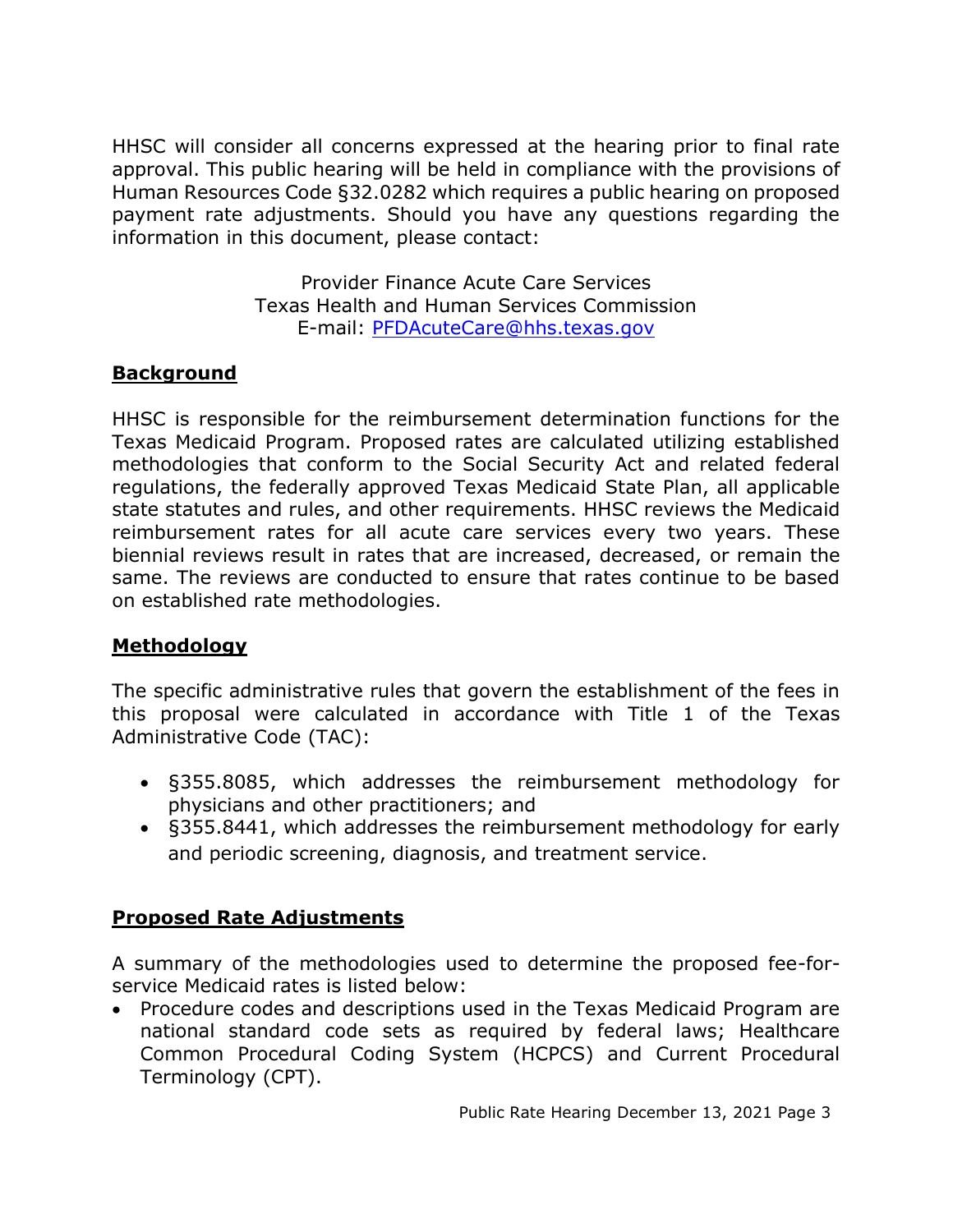HHSC will consider all concerns expressed at the hearing prior to final rate approval. This public hearing will be held in compliance with the provisions of Human Resources Code §32.0282 which requires a public hearing on proposed payment rate adjustments. Should you have any questions regarding the information in this document, please contact:

Provider Finance Acute Care Services
Texas Health and Human Services Commission
E-mail: PFDAcuteCare@hhs.texas.gov

## Background

HHSC is responsible for the reimbursement determination functions for the Texas Medicaid Program. Proposed rates are calculated utilizing established methodologies that conform to the Social Security Act and related federal regulations, the federally approved Texas Medicaid State Plan, all applicable state statutes and rules, and other requirements. HHSC reviews the Medicaid reimbursement rates for all acute care services every two years. These biennial reviews result in rates that are increased, decreased, or remain the same. The reviews are conducted to ensure that rates continue to be based on established rate methodologies.

## Methodology

The specific administrative rules that govern the establishment of the fees in this proposal were calculated in accordance with Title 1 of the Texas Administrative Code (TAC):

- §355.8085, which addresses the reimbursement methodology for physicians and other practitioners; and
- §355.8441, which addresses the reimbursement methodology for early and periodic screening, diagnosis, and treatment service.

## Proposed Rate Adjustments

A summary of the methodologies used to determine the proposed fee-for-service Medicaid rates is listed below:

- Procedure codes and descriptions used in the Texas Medicaid Program are national standard code sets as required by federal laws; Healthcare Common Procedural Coding System (HCPCS) and Current Procedural Terminology (CPT).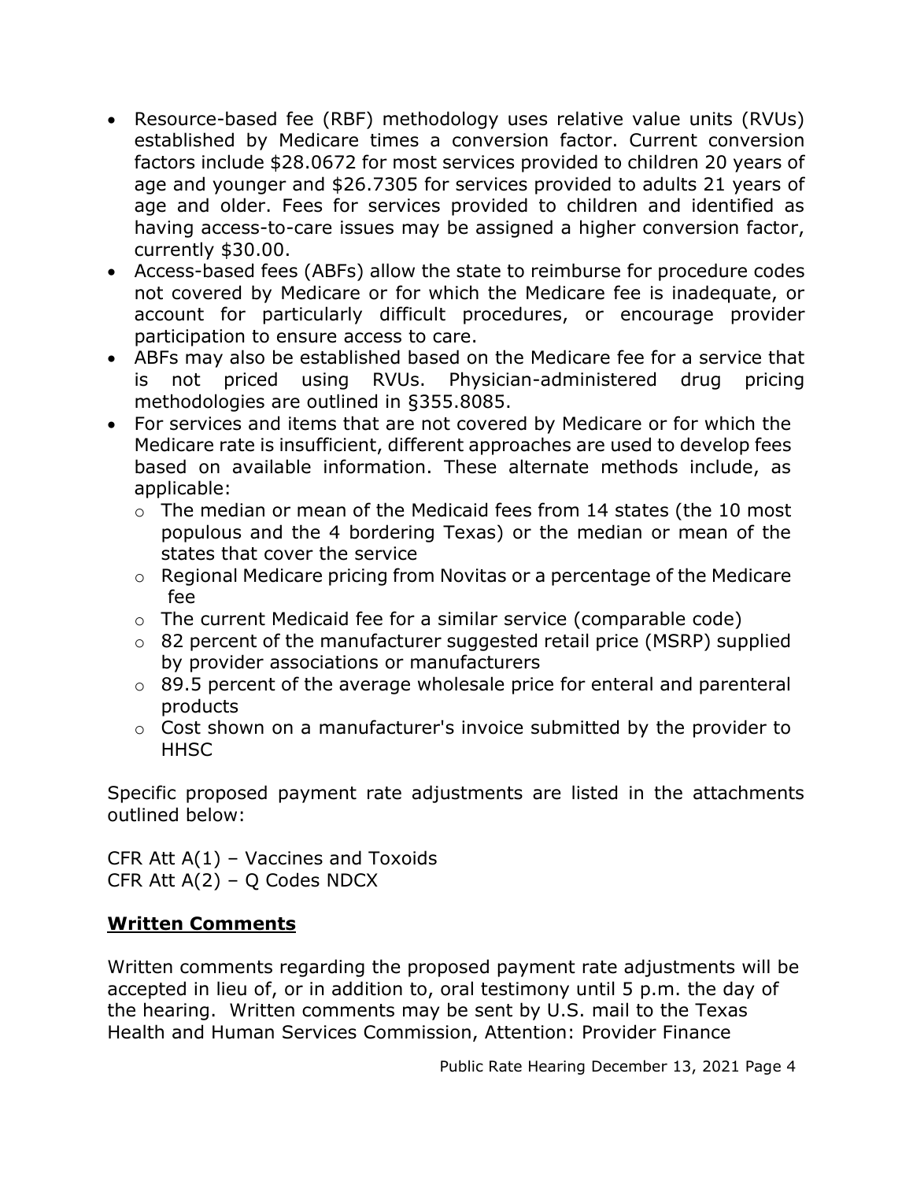- Resource-based fee (RBF) methodology uses relative value units (RVUs) established by Medicare times a conversion factor. Current conversion factors include $28.0672 for most services provided to children 20 years of age and younger and $26.7305 for services provided to adults 21 years of age and older. Fees for services provided to children and identified as having access-to-care issues may be assigned a higher conversion factor, currently $30.00.
- Access-based fees (ABFs) allow the state to reimburse for procedure codes not covered by Medicare or for which the Medicare fee is inadequate, or account for particularly difficult procedures, or encourage provider participation to ensure access to care.
- ABFs may also be established based on the Medicare fee for a service that is not priced using RVUs. Physician-administered drug pricing methodologies are outlined in §355.8085.
- For services and items that are not covered by Medicare or for which the Medicare rate is insufficient, different approaches are used to develop fees based on available information. These alternate methods include, as applicable:
  - The median or mean of the Medicaid fees from 14 states (the 10 most populous and the 4 bordering Texas) or the median or mean of the states that cover the service
  - Regional Medicare pricing from Novitas or a percentage of the Medicare fee
  - The current Medicaid fee for a similar service (comparable code)
  - 82 percent of the manufacturer suggested retail price (MSRP) supplied by provider associations or manufacturers
  - 89.5 percent of the average wholesale price for enteral and parenteral products
  - Cost shown on a manufacturer's invoice submitted by the provider to HHSC

Specific proposed payment rate adjustments are listed in the attachments outlined below:

CFR Att A(1) – Vaccines and Toxoids
CFR Att A(2) – Q Codes NDCX

## **Written Comments**

Written comments regarding the proposed payment rate adjustments will be accepted in lieu of, or in addition to, oral testimony until 5 p.m. the day of the hearing. Written comments may be sent by U.S. mail to the Texas Health and Human Services Commission, Attention: Provider Finance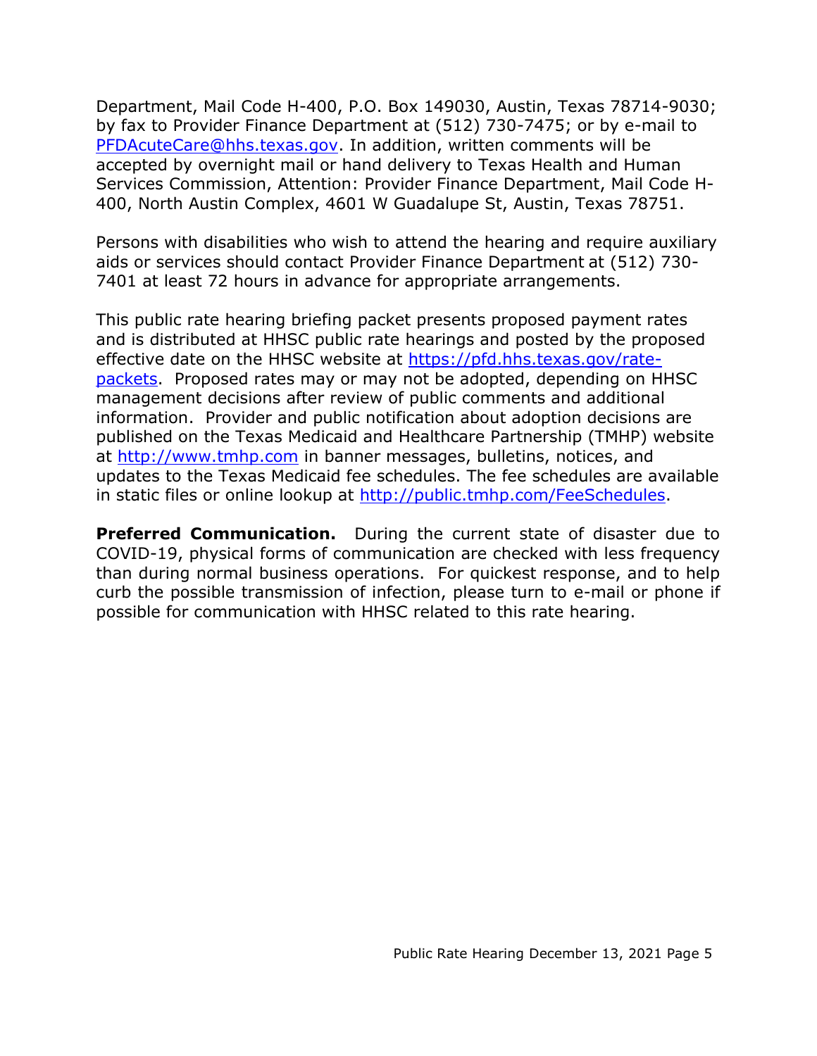Department, Mail Code H-400, P.O. Box 149030, Austin, Texas 78714-9030; by fax to Provider Finance Department at (512) 730-7475; or by e-mail to PFDAcuteCare@hhs.texas.gov. In addition, written comments will be accepted by overnight mail or hand delivery to Texas Health and Human Services Commission, Attention: Provider Finance Department, Mail Code H-400, North Austin Complex, 4601 W Guadalupe St, Austin, Texas 78751.

Persons with disabilities who wish to attend the hearing and require auxiliary aids or services should contact Provider Finance Department at (512) 730-7401 at least 72 hours in advance for appropriate arrangements.

This public rate hearing briefing packet presents proposed payment rates and is distributed at HHSC public rate hearings and posted by the proposed effective date on the HHSC website at https://pfd.hhs.texas.gov/rate-packets. Proposed rates may or may not be adopted, depending on HHSC management decisions after review of public comments and additional information. Provider and public notification about adoption decisions are published on the Texas Medicaid and Healthcare Partnership (TMHP) website at http://www.tmhp.com in banner messages, bulletins, notices, and updates to the Texas Medicaid fee schedules. The fee schedules are available in static files or online lookup at http://public.tmhp.com/FeeSchedules.

**Preferred Communication.** During the current state of disaster due to COVID-19, physical forms of communication are checked with less frequency than during normal business operations. For quickest response, and to help curb the possible transmission of infection, please turn to e-mail or phone if possible for communication with HHSC related to this rate hearing.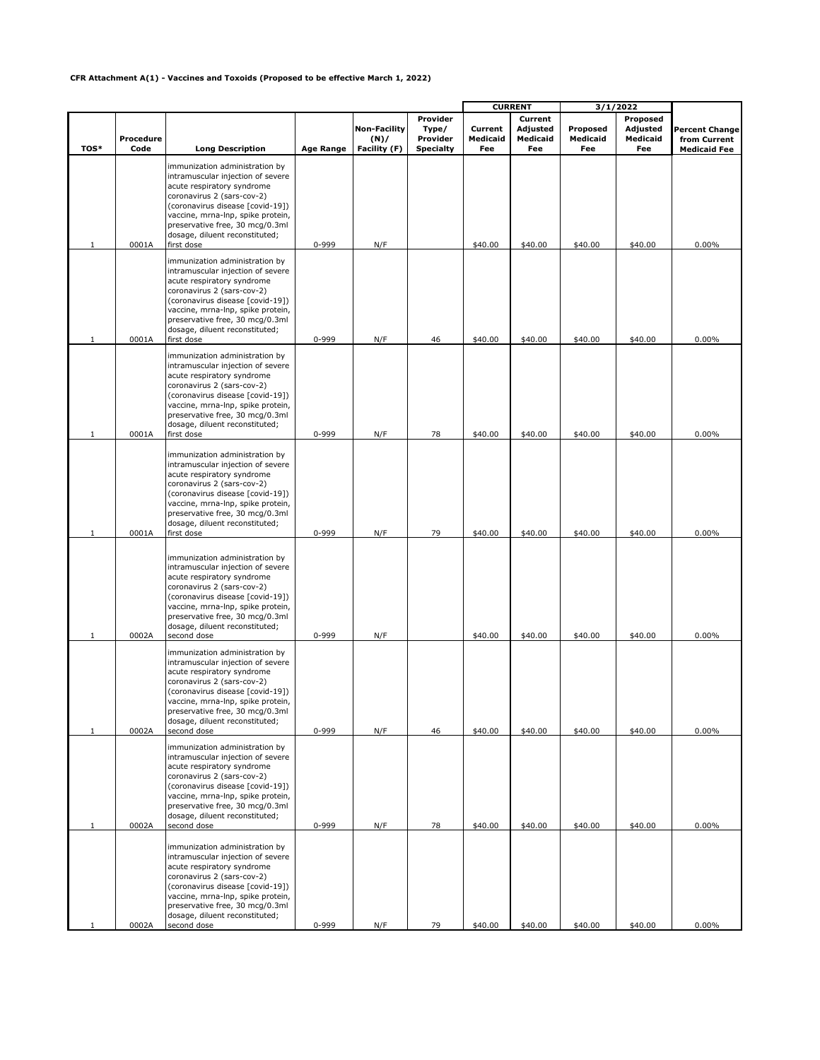**CFR Attachment A(1) - Vaccines and Toxoids (Proposed to be effective March 1, 2022)**

| | | | | | | CURRENT | | 3/1/2022 | | |
|---|---|---|---|---|---|---|---|---|---|---|
| TOS* | Procedure Code | Long Description | Age Range | Non-Facility (N)/ Facility (F) | Provider Type/ Provider Specialty | Current Medicaid Fee | Current Adjusted Medicaid Fee | Proposed Medicaid Fee | Proposed Adjusted Medicaid Fee | Percent Change from Current Medicaid Fee |
| 1 | 0001A | immunization administration by intramuscular injection of severe acute respiratory syndrome coronavirus 2 (sars-cov-2) (coronavirus disease [covid-19]) vaccine, mrna-lnp, spike protein, preservative free, 30 mcg/0.3ml dosage, diluent reconstituted; first dose | 0-999 | N/F | | $40.00 | $40.00 | $40.00 | $40.00 | 0.00% |
| 1 | 0001A | immunization administration by intramuscular injection of severe acute respiratory syndrome coronavirus 2 (sars-cov-2) (coronavirus disease [covid-19]) vaccine, mrna-lnp, spike protein, preservative free, 30 mcg/0.3ml dosage, diluent reconstituted; first dose | 0-999 | N/F | 46 | $40.00 | $40.00 | $40.00 | $40.00 | 0.00% |
| 1 | 0001A | immunization administration by intramuscular injection of severe acute respiratory syndrome coronavirus 2 (sars-cov-2) (coronavirus disease [covid-19]) vaccine, mrna-lnp, spike protein, preservative free, 30 mcg/0.3ml dosage, diluent reconstituted; first dose | 0-999 | N/F | 78 | $40.00 | $40.00 | $40.00 | $40.00 | 0.00% |
| 1 | 0001A | immunization administration by intramuscular injection of severe acute respiratory syndrome coronavirus 2 (sars-cov-2) (coronavirus disease [covid-19]) vaccine, mrna-lnp, spike protein, preservative free, 30 mcg/0.3ml dosage, diluent reconstituted; first dose | 0-999 | N/F | 79 | $40.00 | $40.00 | $40.00 | $40.00 | 0.00% |
| 1 | 0002A | immunization administration by intramuscular injection of severe acute respiratory syndrome coronavirus 2 (sars-cov-2) (coronavirus disease [covid-19]) vaccine, mrna-lnp, spike protein, preservative free, 30 mcg/0.3ml dosage, diluent reconstituted; second dose | 0-999 | N/F | | $40.00 | $40.00 | $40.00 | $40.00 | 0.00% |
| 1 | 0002A | immunization administration by intramuscular injection of severe acute respiratory syndrome coronavirus 2 (sars-cov-2) (coronavirus disease [covid-19]) vaccine, mrna-lnp, spike protein, preservative free, 30 mcg/0.3ml dosage, diluent reconstituted; second dose | 0-999 | N/F | 46 | $40.00 | $40.00 | $40.00 | $40.00 | 0.00% |
| 1 | 0002A | immunization administration by intramuscular injection of severe acute respiratory syndrome coronavirus 2 (sars-cov-2) (coronavirus disease [covid-19]) vaccine, mrna-lnp, spike protein, preservative free, 30 mcg/0.3ml dosage, diluent reconstituted; second dose | 0-999 | N/F | 78 | $40.00 | $40.00 | $40.00 | $40.00 | 0.00% |
| 1 | 0002A | immunization administration by intramuscular injection of severe acute respiratory syndrome coronavirus 2 (sars-cov-2) (coronavirus disease [covid-19]) vaccine, mrna-lnp, spike protein, preservative free, 30 mcg/0.3ml dosage, diluent reconstituted; second dose | 0-999 | N/F | 79 | $40.00 | $40.00 | $40.00 | $40.00 | 0.00% |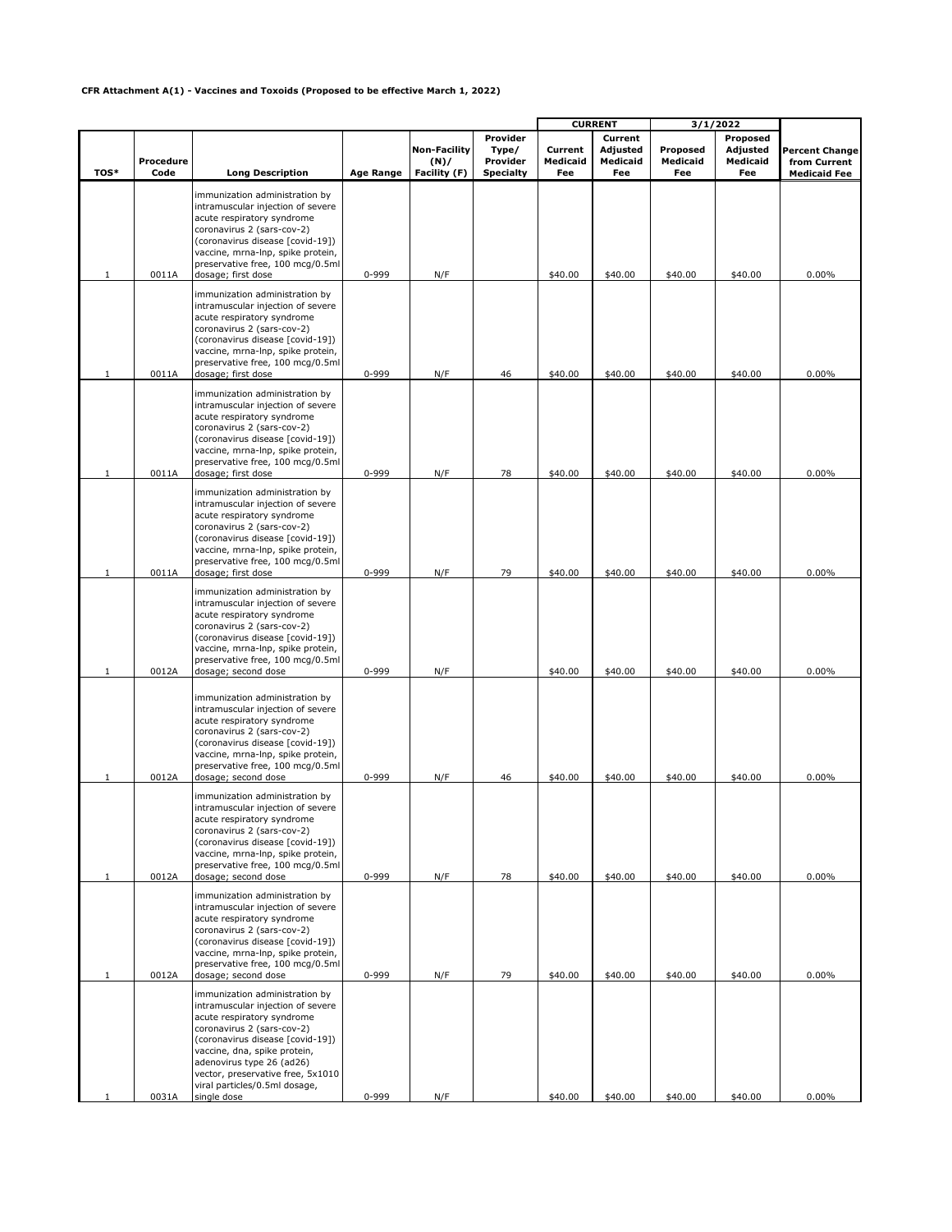**CFR Attachment A(1) - Vaccines and Toxoids (Proposed to be effective March 1, 2022)**

| | | | | | | CURRENT | | 3/1/2022 | | |
|---|---|---|---|---|---|---|---|---|---|---|
| TOS* | Procedure Code | Long Description | Age Range | Non-Facility (N)/ Facility (F) | Provider Type/ Provider Specialty | Current Medicaid Fee | Current Adjusted Medicaid Fee | Proposed Medicaid Fee | Proposed Adjusted Medicaid Fee | Percent Change from Current Medicaid Fee |
| 1 | 0011A | immunization administration by intramuscular injection of severe acute respiratory syndrome coronavirus 2 (sars-cov-2) (coronavirus disease [covid-19]) vaccine, mrna-lnp, spike protein, preservative free, 100 mcg/0.5ml dosage; first dose | 0-999 | N/F | | $40.00 | $40.00 | $40.00 | $40.00 | 0.00% |
| 1 | 0011A | immunization administration by intramuscular injection of severe acute respiratory syndrome coronavirus 2 (sars-cov-2) (coronavirus disease [covid-19]) vaccine, mrna-lnp, spike protein, preservative free, 100 mcg/0.5ml dosage; first dose | 0-999 | N/F | 46 | $40.00 | $40.00 | $40.00 | $40.00 | 0.00% |
| 1 | 0011A | immunization administration by intramuscular injection of severe acute respiratory syndrome coronavirus 2 (sars-cov-2) (coronavirus disease [covid-19]) vaccine, mrna-lnp, spike protein, preservative free, 100 mcg/0.5ml dosage; first dose | 0-999 | N/F | 78 | $40.00 | $40.00 | $40.00 | $40.00 | 0.00% |
| 1 | 0011A | immunization administration by intramuscular injection of severe acute respiratory syndrome coronavirus 2 (sars-cov-2) (coronavirus disease [covid-19]) vaccine, mrna-lnp, spike protein, preservative free, 100 mcg/0.5ml dosage; first dose | 0-999 | N/F | 79 | $40.00 | $40.00 | $40.00 | $40.00 | 0.00% |
| 1 | 0012A | immunization administration by intramuscular injection of severe acute respiratory syndrome coronavirus 2 (sars-cov-2) (coronavirus disease [covid-19]) vaccine, mrna-lnp, spike protein, preservative free, 100 mcg/0.5ml dosage; second dose | 0-999 | N/F | | $40.00 | $40.00 | $40.00 | $40.00 | 0.00% |
| 1 | 0012A | immunization administration by intramuscular injection of severe acute respiratory syndrome coronavirus 2 (sars-cov-2) (coronavirus disease [covid-19]) vaccine, mrna-lnp, spike protein, preservative free, 100 mcg/0.5ml dosage; second dose | 0-999 | N/F | 46 | $40.00 | $40.00 | $40.00 | $40.00 | 0.00% |
| 1 | 0012A | immunization administration by intramuscular injection of severe acute respiratory syndrome coronavirus 2 (sars-cov-2) (coronavirus disease [covid-19]) vaccine, mrna-lnp, spike protein, preservative free, 100 mcg/0.5ml dosage; second dose | 0-999 | N/F | 78 | $40.00 | $40.00 | $40.00 | $40.00 | 0.00% |
| 1 | 0012A | immunization administration by intramuscular injection of severe acute respiratory syndrome coronavirus 2 (sars-cov-2) (coronavirus disease [covid-19]) vaccine, mrna-lnp, spike protein, preservative free, 100 mcg/0.5ml dosage; second dose | 0-999 | N/F | 79 | $40.00 | $40.00 | $40.00 | $40.00 | 0.00% |
| 1 | 0031A | immunization administration by intramuscular injection of severe acute respiratory syndrome coronavirus 2 (sars-cov-2) (coronavirus disease [covid-19]) vaccine, dna, spike protein, adenovirus type 26 (ad26) vector, preservative free, 5x1010 viral particles/0.5ml dosage, single dose | 0-999 | N/F | | $40.00 | $40.00 | $40.00 | $40.00 | 0.00% |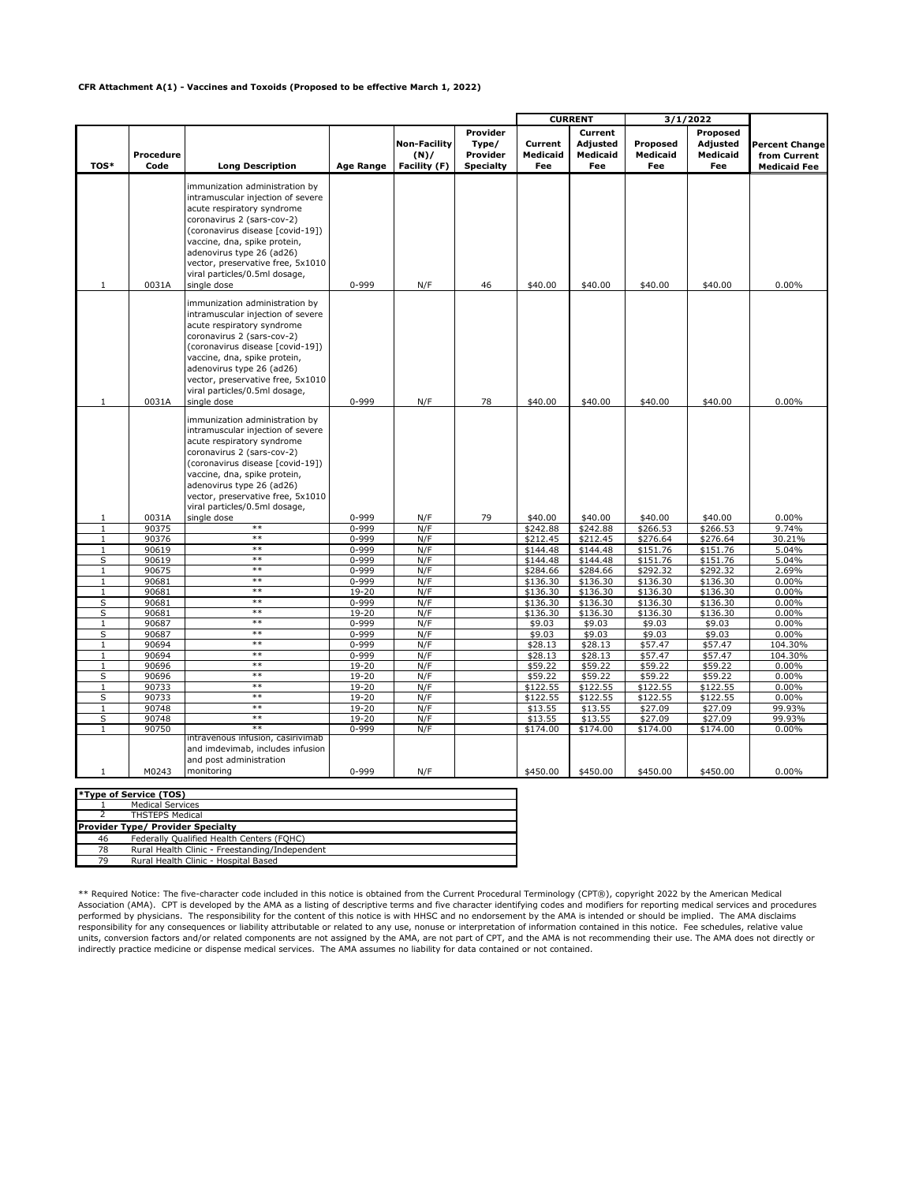**CFR Attachment A(1) - Vaccines and Toxoids (Proposed to be effective March 1, 2022)**

| TOS* | Procedure Code | Long Description | Age Range | Non-Facility (N)/ Facility (F) | Provider Type/ Provider Specialty | CURRENT Current Medicaid Fee | CURRENT Current Adjusted Medicaid Fee | 3/1/2022 Proposed Medicaid Fee | 3/1/2022 Proposed Adjusted Medicaid Fee | Percent Change from Current Medicaid Fee |
|---|---|---|---|---|---|---|---|---|---|---|
| 1 | 0031A | immunization administration by intramuscular injection of severe acute respiratory syndrome coronavirus 2 (sars-cov-2) (coronavirus disease [covid-19]) vaccine, dna, spike protein, adenovirus type 26 (ad26) vector, preservative free, 5x1010 viral particles/0.5ml dosage, single dose | 0-999 | N/F | 46 | $40.00 | $40.00 | $40.00 | $40.00 | 0.00% |
| 1 | 0031A | immunization administration by intramuscular injection of severe acute respiratory syndrome coronavirus 2 (sars-cov-2) (coronavirus disease [covid-19]) vaccine, dna, spike protein, adenovirus type 26 (ad26) vector, preservative free, 5x1010 viral particles/0.5ml dosage, single dose | 0-999 | N/F | 78 | $40.00 | $40.00 | $40.00 | $40.00 | 0.00% |
| 1 | 0031A | immunization administration by intramuscular injection of severe acute respiratory syndrome coronavirus 2 (sars-cov-2) (coronavirus disease [covid-19]) vaccine, dna, spike protein, adenovirus type 26 (ad26) vector, preservative free, 5x1010 viral particles/0.5ml dosage, single dose | 0-999 | N/F | 79 | $40.00 | $40.00 | $40.00 | $40.00 | 0.00% |
| 1 | 90375 | ** | 0-999 | N/F | | $242.88 | $242.88 | $266.53 | $266.53 | 9.74% |
| 1 | 90376 | ** | 0-999 | N/F | | $212.45 | $212.45 | $276.64 | $276.64 | 30.21% |
| 1 | 90619 | ** | 0-999 | N/F | | $144.48 | $144.48 | $151.76 | $151.76 | 5.04% |
| S | 90619 | ** | 0-999 | N/F | | $144.48 | $144.48 | $151.76 | $151.76 | 5.04% |
| 1 | 90675 | ** | 0-999 | N/F | | $284.66 | $284.66 | $292.32 | $292.32 | 2.69% |
| 1 | 90681 | ** | 0-999 | N/F | | $136.30 | $136.30 | $136.30 | $136.30 | 0.00% |
| 1 | 90681 | ** | 19-20 | N/F | | $136.30 | $136.30 | $136.30 | $136.30 | 0.00% |
| S | 90681 | ** | 0-999 | N/F | | $136.30 | $136.30 | $136.30 | $136.30 | 0.00% |
| S | 90681 | ** | 19-20 | N/F | | $136.30 | $136.30 | $136.30 | $136.30 | 0.00% |
| 1 | 90687 | ** | 0-999 | N/F | | $9.03 | $9.03 | $9.03 | $9.03 | 0.00% |
| S | 90687 | ** | 0-999 | N/F | | $9.03 | $9.03 | $9.03 | $9.03 | 0.00% |
| 1 | 90694 | ** | 0-999 | N/F | | $28.13 | $28.13 | $57.47 | $57.47 | 104.30% |
| 1 | 90694 | ** | 0-999 | N/F | | $28.13 | $28.13 | $57.47 | $57.47 | 104.30% |
| 1 | 90696 | ** | 19-20 | N/F | | $59.22 | $59.22 | $59.22 | $59.22 | 0.00% |
| S | 90696 | ** | 19-20 | N/F | | $59.22 | $59.22 | $59.22 | $59.22 | 0.00% |
| 1 | 90733 | ** | 19-20 | N/F | | $122.55 | $122.55 | $122.55 | $122.55 | 0.00% |
| S | 90733 | ** | 19-20 | N/F | | $122.55 | $122.55 | $122.55 | $122.55 | 0.00% |
| 1 | 90748 | ** | 19-20 | N/F | | $13.55 | $13.55 | $27.09 | $27.09 | 99.93% |
| S | 90748 | ** | 19-20 | N/F | | $13.55 | $13.55 | $27.09 | $27.09 | 99.93% |
| 1 | 90750 | ** | 0-999 | N/F | | $174.00 | $174.00 | $174.00 | $174.00 | 0.00% |
| 1 | M0243 | intravenous infusion, casirivimab and imdevimab, includes infusion and post administration monitoring | 0-999 | N/F | | $450.00 | $450.00 | $450.00 | $450.00 | 0.00% |

| *Type of Service (TOS) | |
|---|---|
| 1 | Medical Services |
| 2 | THSTEPS Medical |
| **Provider Type/ Provider Specialty** | |
| 46 | Federally Qualified Health Centers (FQHC) |
| 78 | Rural Health Clinic - Freestanding/Independent |
| 79 | Rural Health Clinic - Hospital Based |

** Required Notice: The five-character code included in this notice is obtained from the Current Procedural Terminology (CPT®), copyright 2022 by the American Medical Association (AMA). CPT is developed by the AMA as a listing of descriptive terms and five character identifying codes and modifiers for reporting medical services and procedures performed by physicians. The responsibility for the content of this notice is with HHSC and no endorsement by the AMA is intended or should be implied. The AMA disclaims responsibility for any consequences or liability attributable or related to any use, nonuse or interpretation of information contained in this notice. Fee schedules, relative value units, conversion factors and/or related components are not assigned by the AMA, are not part of CPT, and the AMA is not recommending their use. The AMA does not directly or indirectly practice medicine or dispense medical services. The AMA assumes no liability for data contained or not contained.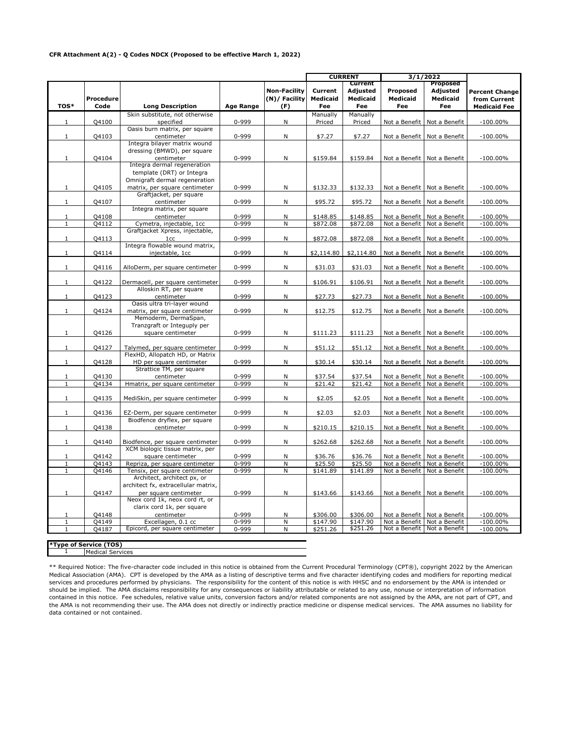**CFR Attachment A(2) - Q Codes NDCX (Proposed to be effective March 1, 2022)**

| | | | | | CURRENT | | 3/1/2022 | | |
|---|---|---|---|---|---|---|---|---|---|
| TOS* | Procedure Code | Long Description | Age Range | Non-Facility (N)/ Facility (F) | Current Medicaid Fee | Current Adjusted Medicaid Fee | Proposed Medicaid Fee | Proposed Adjusted Medicaid Fee | Percent Change from Current Medicaid Fee |
| 1 | Q4100 | Skin substitute, not otherwise specified | 0-999 | N | Manually Priced | Manually Priced | Not a Benefit | Not a Benefit | -100.00% |
| 1 | Q4103 | Oasis burn matrix, per square centimeter | 0-999 | N | $7.27 | $7.27 | Not a Benefit | Not a Benefit | -100.00% |
| 1 | Q4104 | Integra bilayer matrix wound dressing (BMWD), per square centimeter | 0-999 | N | $159.84 | $159.84 | Not a Benefit | Not a Benefit | -100.00% |
| 1 | Q4105 | Integra dermal regeneration template (DRT) or Integra Omnigraft dermal regeneration matrix, per square centimeter | 0-999 | N | $132.33 | $132.33 | Not a Benefit | Not a Benefit | -100.00% |
| 1 | Q4107 | Graftjacket, per square centimeter | 0-999 | N | $95.72 | $95.72 | Not a Benefit | Not a Benefit | -100.00% |
| 1 | Q4108 | Integra matrix, per square centimeter | 0-999 | N | $148.85 | $148.85 | Not a Benefit | Not a Benefit | -100.00% |
| 1 | Q4112 | Cymetra, injectable, 1cc | 0-999 | N | $872.08 | $872.08 | Not a Benefit | Not a Benefit | -100.00% |
| 1 | Q4113 | Graftjacket Xpress, injectable, 1cc | 0-999 | N | $872.08 | $872.08 | Not a Benefit | Not a Benefit | -100.00% |
| 1 | Q4114 | Integra flowable wound matrix, injectable, 1cc | 0-999 | N | $2,114.80 | $2,114.80 | Not a Benefit | Not a Benefit | -100.00% |
| 1 | Q4116 | AlloDerm, per square centimeter | 0-999 | N | $31.03 | $31.03 | Not a Benefit | Not a Benefit | -100.00% |
| 1 | Q4122 | Dermacell, per square centimeter | 0-999 | N | $106.91 | $106.91 | Not a Benefit | Not a Benefit | -100.00% |
| 1 | Q4123 | Alloskin RT, per square centimeter | 0-999 | N | $27.73 | $27.73 | Not a Benefit | Not a Benefit | -100.00% |
| 1 | Q4124 | Oasis ultra tri-layer wound matrix, per square centimeter | 0-999 | N | $12.75 | $12.75 | Not a Benefit | Not a Benefit | -100.00% |
| 1 | Q4126 | Memoderm, DermaSpan, Tranzgraft or Integuply per square centimeter | 0-999 | N | $111.23 | $111.23 | Not a Benefit | Not a Benefit | -100.00% |
| 1 | Q4127 | Talymed, per square centimeter | 0-999 | N | $51.12 | $51.12 | Not a Benefit | Not a Benefit | -100.00% |
| 1 | Q4128 | FlexHD, Allopatch HD, or Matrix HD per square centimeter | 0-999 | N | $30.14 | $30.14 | Not a Benefit | Not a Benefit | -100.00% |
| 1 | Q4130 | Strattice TM, per square centimeter | 0-999 | N | $37.54 | $37.54 | Not a Benefit | Not a Benefit | -100.00% |
| 1 | Q4134 | Hmatrix, per square centimeter | 0-999 | N | $21.42 | $21.42 | Not a Benefit | Not a Benefit | -100.00% |
| 1 | Q4135 | MediSkin, per square centimeter | 0-999 | N | $2.05 | $2.05 | Not a Benefit | Not a Benefit | -100.00% |
| 1 | Q4136 | EZ-Derm, per square centimeter | 0-999 | N | $2.03 | $2.03 | Not a Benefit | Not a Benefit | -100.00% |
| 1 | Q4138 | Biodfence dryflex, per square centimeter | 0-999 | N | $210.15 | $210.15 | Not a Benefit | Not a Benefit | -100.00% |
| 1 | Q4140 | Biodfence, per square centimeter | 0-999 | N | $262.68 | $262.68 | Not a Benefit | Not a Benefit | -100.00% |
| 1 | Q4142 | XCM biologic tissue matrix, per square centimeter | 0-999 | N | $36.76 | $36.76 | Not a Benefit | Not a Benefit | -100.00% |
| 1 | Q4143 | Repriza, per square centimeter | 0-999 | N | $25.50 | $25.50 | Not a Benefit | Not a Benefit | -100.00% |
| 1 | Q4146 | Tensix, per square centimeter | 0-999 | N | $141.89 | $141.89 | Not a Benefit | Not a Benefit | -100.00% |
| 1 | Q4147 | Architect, architect px, or architect fx, extracellular matrix, per square centimeter | 0-999 | N | $143.66 | $143.66 | Not a Benefit | Not a Benefit | -100.00% |
| 1 | Q4148 | Neox cord 1k, neox cord rt, or clarix cord 1k, per square centimeter | 0-999 | N | $306.00 | $306.00 | Not a Benefit | Not a Benefit | -100.00% |
| 1 | Q4149 | Excellagen, 0.1 cc | 0-999 | N | $147.90 | $147.90 | Not a Benefit | Not a Benefit | -100.00% |
| 1 | Q4187 | Epicord, per square centimeter | 0-999 | N | $251.26 | $251.26 | Not a Benefit | Not a Benefit | -100.00% |

| *Type of Service (TOS) | |
|---|---|
| 1 | Medical Services |

** Required Notice: The five-character code included in this notice is obtained from the Current Procedural Terminology (CPT®), copyright 2022 by the American Medical Association (AMA). CPT is developed by the AMA as a listing of descriptive terms and five character identifying codes and modifiers for reporting medical services and procedures performed by physicians. The responsibility for the content of this notice is with HHSC and no endorsement by the AMA is intended or should be implied. The AMA disclaims responsibility for any consequences or liability attributable or related to any use, nonuse or interpretation of information contained in this notice. Fee schedules, relative value units, conversion factors and/or related components are not assigned by the AMA, are not part of CPT, and the AMA is not recommending their use. The AMA does not directly or indirectly practice medicine or dispense medical services. The AMA assumes no liability for data contained or not contained.